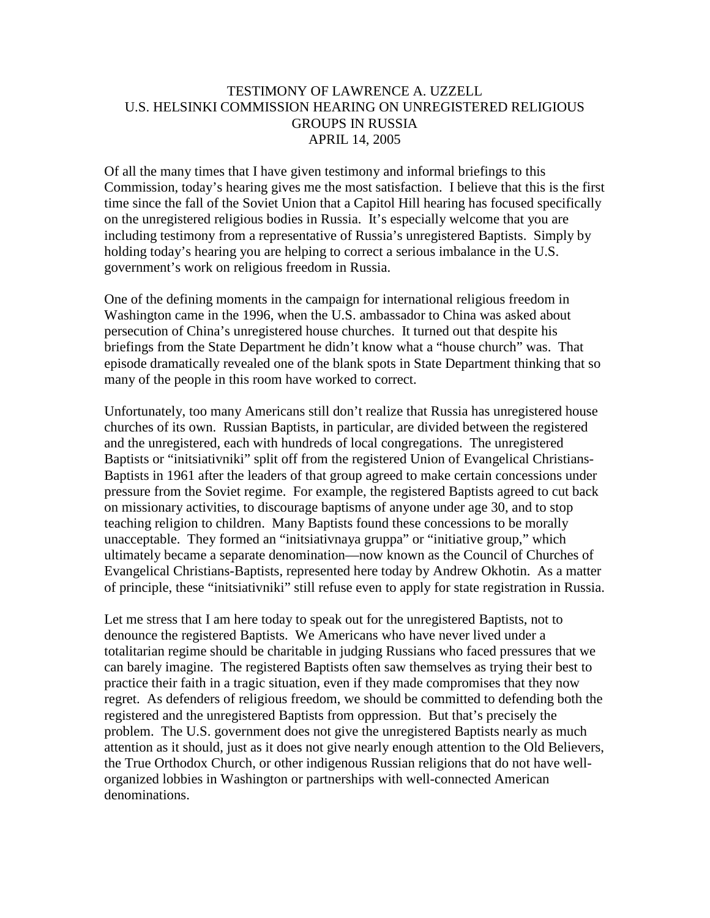# TESTIMONY OF LAWRENCE A. UZZELL
# U.S. HELSINKI COMMISSION HEARING ON UNREGISTERED RELIGIOUS GROUPS IN RUSSIA
# APRIL 14, 2005

Of all the many times that I have given testimony and informal briefings to this Commission, today's hearing gives me the most satisfaction. I believe that this is the first time since the fall of the Soviet Union that a Capitol Hill hearing has focused specifically on the unregistered religious bodies in Russia. It's especially welcome that you are including testimony from a representative of Russia's unregistered Baptists. Simply by holding today's hearing you are helping to correct a serious imbalance in the U.S. government's work on religious freedom in Russia.

One of the defining moments in the campaign for international religious freedom in Washington came in the 1996, when the U.S. ambassador to China was asked about persecution of China's unregistered house churches. It turned out that despite his briefings from the State Department he didn't know what a "house church" was. That episode dramatically revealed one of the blank spots in State Department thinking that so many of the people in this room have worked to correct.

Unfortunately, too many Americans still don't realize that Russia has unregistered house churches of its own. Russian Baptists, in particular, are divided between the registered and the unregistered, each with hundreds of local congregations. The unregistered Baptists or "initsiativniki" split off from the registered Union of Evangelical Christians-Baptists in 1961 after the leaders of that group agreed to make certain concessions under pressure from the Soviet regime. For example, the registered Baptists agreed to cut back on missionary activities, to discourage baptisms of anyone under age 30, and to stop teaching religion to children. Many Baptists found these concessions to be morally unacceptable. They formed an "initsiativnaya gruppa" or "initiative group," which ultimately became a separate denomination—now known as the Council of Churches of Evangelical Christians-Baptists, represented here today by Andrew Okhotin. As a matter of principle, these "initsiativniki" still refuse even to apply for state registration in Russia.

Let me stress that I am here today to speak out for the unregistered Baptists, not to denounce the registered Baptists. We Americans who have never lived under a totalitarian regime should be charitable in judging Russians who faced pressures that we can barely imagine. The registered Baptists often saw themselves as trying their best to practice their faith in a tragic situation, even if they made compromises that they now regret. As defenders of religious freedom, we should be committed to defending both the registered and the unregistered Baptists from oppression. But that's precisely the problem. The U.S. government does not give the unregistered Baptists nearly as much attention as it should, just as it does not give nearly enough attention to the Old Believers, the True Orthodox Church, or other indigenous Russian religions that do not have well-organized lobbies in Washington or partnerships with well-connected American denominations.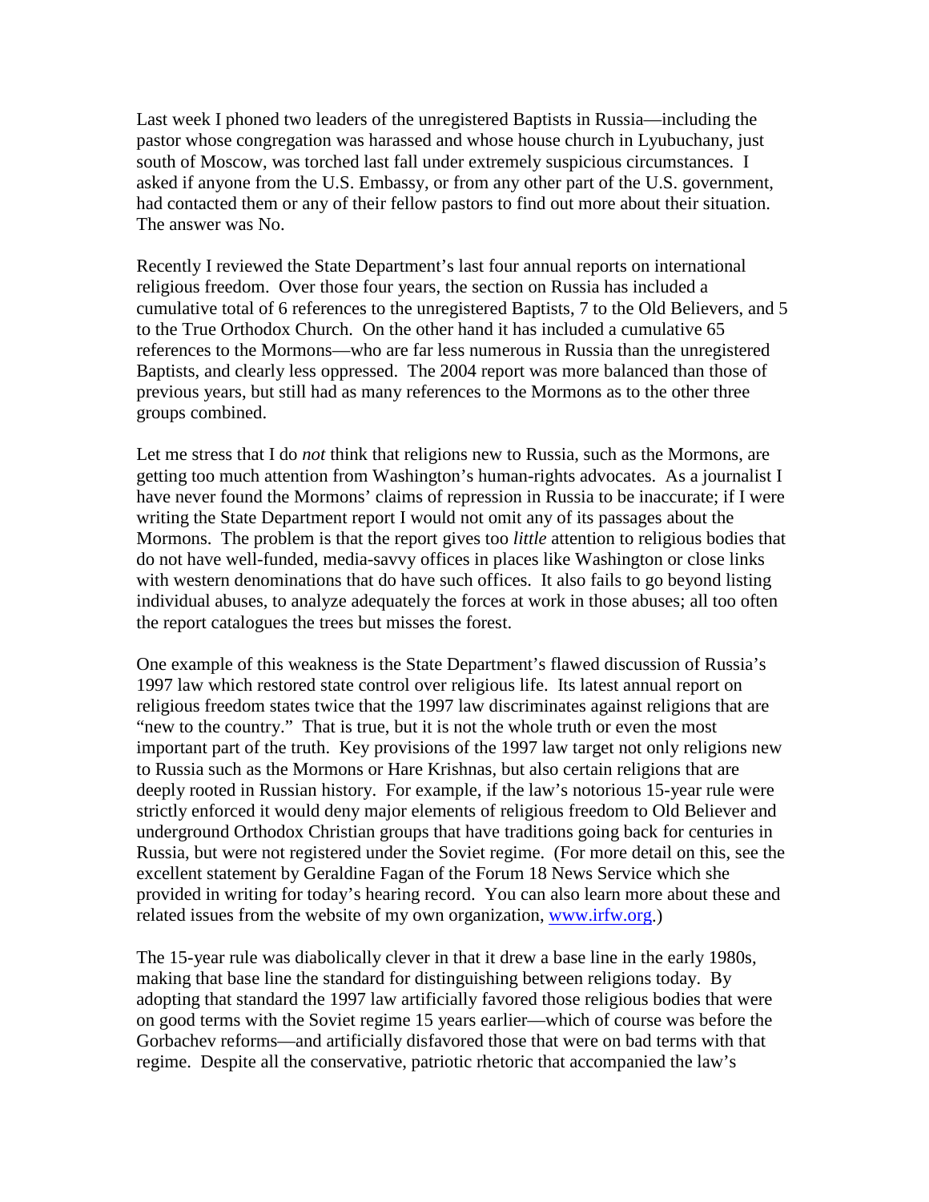Last week I phoned two leaders of the unregistered Baptists in Russia—including the pastor whose congregation was harassed and whose house church in Lyubuchany, just south of Moscow, was torched last fall under extremely suspicious circumstances. I asked if anyone from the U.S. Embassy, or from any other part of the U.S. government, had contacted them or any of their fellow pastors to find out more about their situation. The answer was No.

Recently I reviewed the State Department's last four annual reports on international religious freedom. Over those four years, the section on Russia has included a cumulative total of 6 references to the unregistered Baptists, 7 to the Old Believers, and 5 to the True Orthodox Church. On the other hand it has included a cumulative 65 references to the Mormons—who are far less numerous in Russia than the unregistered Baptists, and clearly less oppressed. The 2004 report was more balanced than those of previous years, but still had as many references to the Mormons as to the other three groups combined.

Let me stress that I do *not* think that religions new to Russia, such as the Mormons, are getting too much attention from Washington's human-rights advocates. As a journalist I have never found the Mormons' claims of repression in Russia to be inaccurate; if I were writing the State Department report I would not omit any of its passages about the Mormons. The problem is that the report gives too *little* attention to religious bodies that do not have well-funded, media-savvy offices in places like Washington or close links with western denominations that do have such offices. It also fails to go beyond listing individual abuses, to analyze adequately the forces at work in those abuses; all too often the report catalogues the trees but misses the forest.

One example of this weakness is the State Department's flawed discussion of Russia's 1997 law which restored state control over religious life. Its latest annual report on religious freedom states twice that the 1997 law discriminates against religions that are "new to the country." That is true, but it is not the whole truth or even the most important part of the truth. Key provisions of the 1997 law target not only religions new to Russia such as the Mormons or Hare Krishnas, but also certain religions that are deeply rooted in Russian history. For example, if the law's notorious 15-year rule were strictly enforced it would deny major elements of religious freedom to Old Believer and underground Orthodox Christian groups that have traditions going back for centuries in Russia, but were not registered under the Soviet regime. (For more detail on this, see the excellent statement by Geraldine Fagan of the Forum 18 News Service which she provided in writing for today's hearing record. You can also learn more about these and related issues from the website of my own organization, www.irfw.org.)

The 15-year rule was diabolically clever in that it drew a base line in the early 1980s, making that base line the standard for distinguishing between religions today. By adopting that standard the 1997 law artificially favored those religious bodies that were on good terms with the Soviet regime 15 years earlier—which of course was before the Gorbachev reforms—and artificially disfavored those that were on bad terms with that regime. Despite all the conservative, patriotic rhetoric that accompanied the law's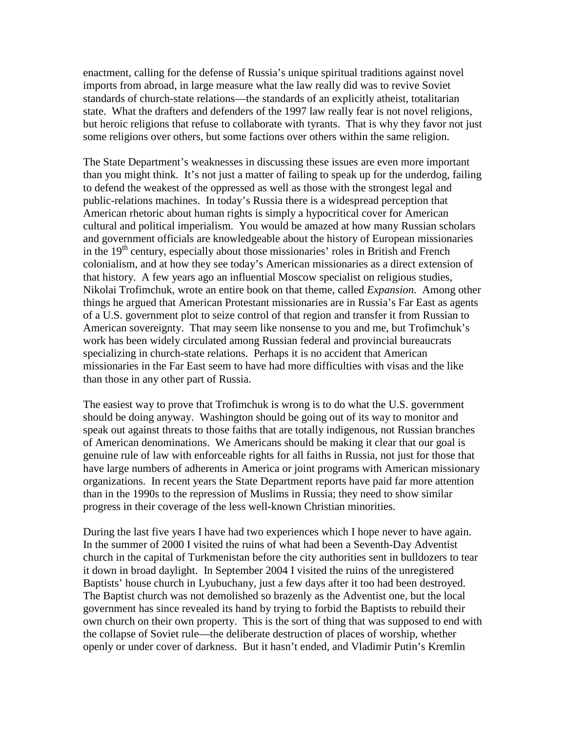enactment, calling for the defense of Russia's unique spiritual traditions against novel imports from abroad, in large measure what the law really did was to revive Soviet standards of church-state relations—the standards of an explicitly atheist, totalitarian state. What the drafters and defenders of the 1997 law really fear is not novel religions, but heroic religions that refuse to collaborate with tyrants. That is why they favor not just some religions over others, but some factions over others within the same religion.

The State Department's weaknesses in discussing these issues are even more important than you might think. It's not just a matter of failing to speak up for the underdog, failing to defend the weakest of the oppressed as well as those with the strongest legal and public-relations machines. In today's Russia there is a widespread perception that American rhetoric about human rights is simply a hypocritical cover for American cultural and political imperialism. You would be amazed at how many Russian scholars and government officials are knowledgeable about the history of European missionaries in the 19th century, especially about those missionaries' roles in British and French colonialism, and at how they see today's American missionaries as a direct extension of that history. A few years ago an influential Moscow specialist on religious studies, Nikolai Trofimchuk, wrote an entire book on that theme, called *Expansion*. Among other things he argued that American Protestant missionaries are in Russia's Far East as agents of a U.S. government plot to seize control of that region and transfer it from Russian to American sovereignty. That may seem like nonsense to you and me, but Trofimchuk's work has been widely circulated among Russian federal and provincial bureaucrats specializing in church-state relations. Perhaps it is no accident that American missionaries in the Far East seem to have had more difficulties with visas and the like than those in any other part of Russia.

The easiest way to prove that Trofimchuk is wrong is to do what the U.S. government should be doing anyway. Washington should be going out of its way to monitor and speak out against threats to those faiths that are totally indigenous, not Russian branches of American denominations. We Americans should be making it clear that our goal is genuine rule of law with enforceable rights for all faiths in Russia, not just for those that have large numbers of adherents in America or joint programs with American missionary organizations. In recent years the State Department reports have paid far more attention than in the 1990s to the repression of Muslims in Russia; they need to show similar progress in their coverage of the less well-known Christian minorities.

During the last five years I have had two experiences which I hope never to have again. In the summer of 2000 I visited the ruins of what had been a Seventh-Day Adventist church in the capital of Turkmenistan before the city authorities sent in bulldozers to tear it down in broad daylight. In September 2004 I visited the ruins of the unregistered Baptists' house church in Lyubuchany, just a few days after it too had been destroyed. The Baptist church was not demolished so brazenly as the Adventist one, but the local government has since revealed its hand by trying to forbid the Baptists to rebuild their own church on their own property. This is the sort of thing that was supposed to end with the collapse of Soviet rule—the deliberate destruction of places of worship, whether openly or under cover of darkness. But it hasn't ended, and Vladimir Putin's Kremlin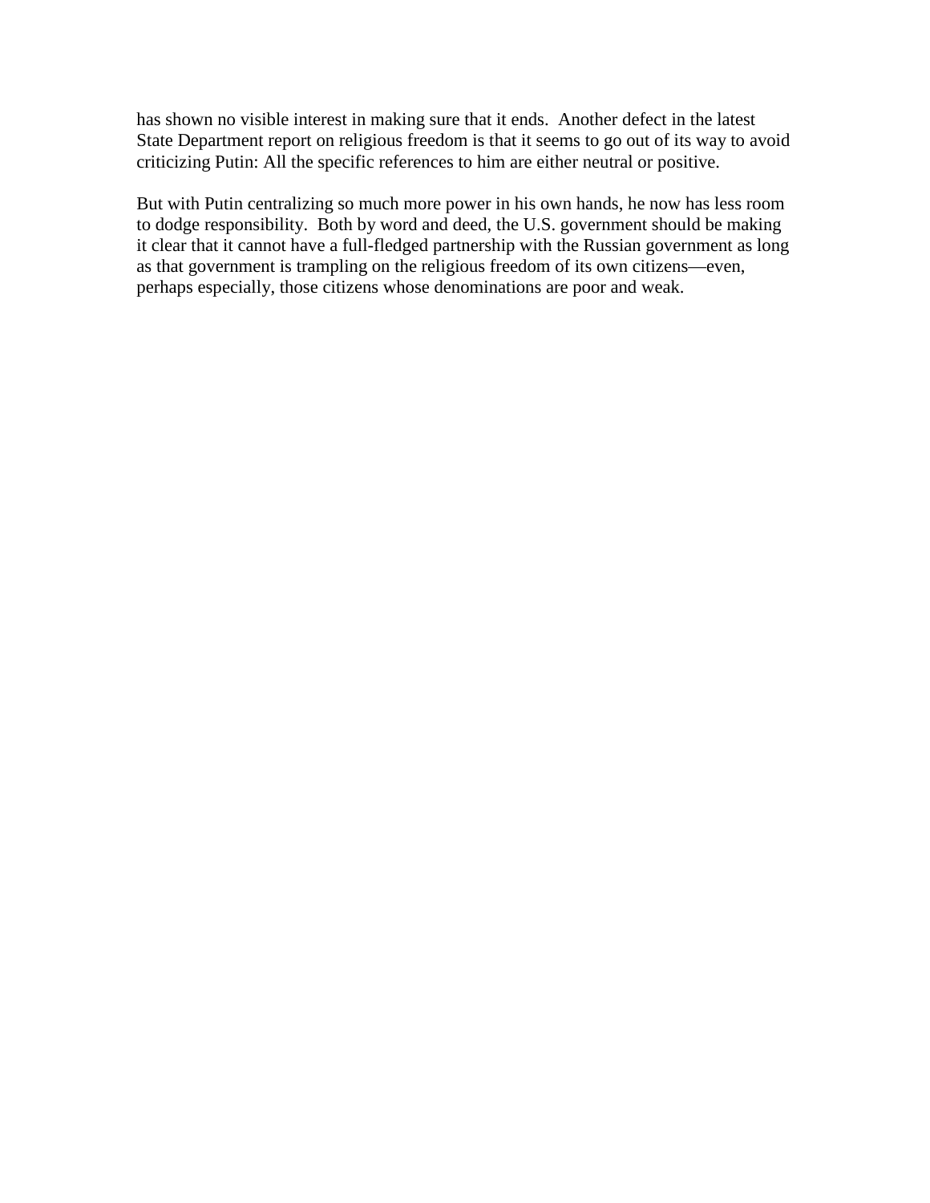has shown no visible interest in making sure that it ends. Another defect in the latest State Department report on religious freedom is that it seems to go out of its way to avoid criticizing Putin: All the specific references to him are either neutral or positive.

But with Putin centralizing so much more power in his own hands, he now has less room to dodge responsibility. Both by word and deed, the U.S. government should be making it clear that it cannot have a full-fledged partnership with the Russian government as long as that government is trampling on the religious freedom of its own citizens—even, perhaps especially, those citizens whose denominations are poor and weak.